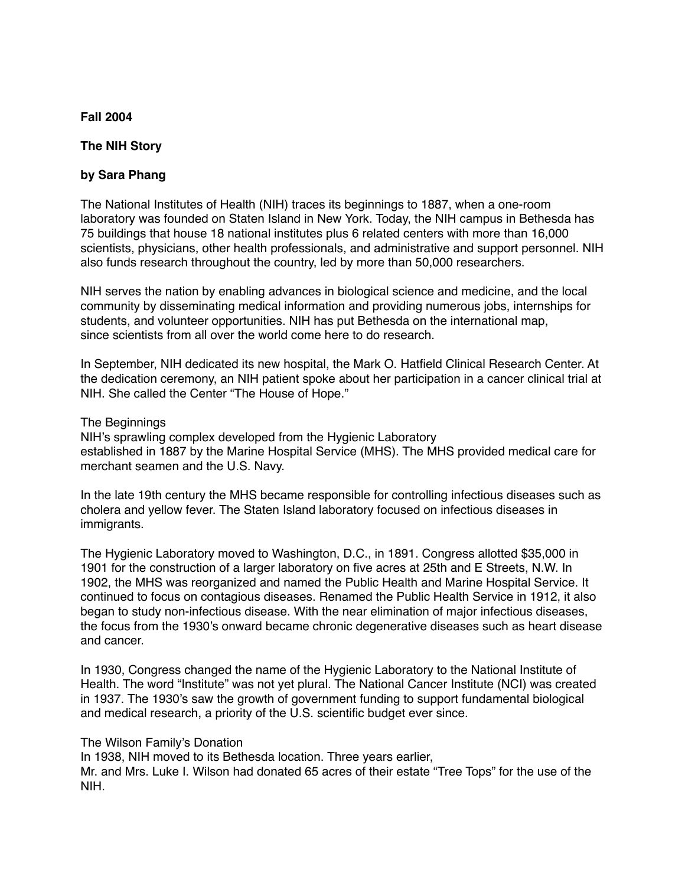**Fall 2004**

# The NIH Story

**by Sara Phang**

The National Institutes of Health (NIH) traces its beginnings to 1887, when a one-room laboratory was founded on Staten Island in New York. Today, the NIH campus in Bethesda has 75 buildings that house 18 national institutes plus 6 related centers with more than 16,000 scientists, physicians, other health professionals, and administrative and support personnel. NIH also funds research throughout the country, led by more than 50,000 researchers.

NIH serves the nation by enabling advances in biological science and medicine, and the local community by disseminating medical information and providing numerous jobs, internships for students, and volunteer opportunities. NIH has put Bethesda on the international map, since scientists from all over the world come here to do research.

In September, NIH dedicated its new hospital, the Mark O. Hatfield Clinical Research Center. At the dedication ceremony, an NIH patient spoke about her participation in a cancer clinical trial at NIH. She called the Center "The House of Hope."

## The Beginnings

NIH's sprawling complex developed from the Hygienic Laboratory established in 1887 by the Marine Hospital Service (MHS). The MHS provided medical care for merchant seamen and the U.S. Navy.

In the late 19th century the MHS became responsible for controlling infectious diseases such as cholera and yellow fever. The Staten Island laboratory focused on infectious diseases in immigrants.

The Hygienic Laboratory moved to Washington, D.C., in 1891. Congress allotted $35,000 in 1901 for the construction of a larger laboratory on five acres at 25th and E Streets, N.W. In 1902, the MHS was reorganized and named the Public Health and Marine Hospital Service. It continued to focus on contagious diseases. Renamed the Public Health Service in 1912, it also began to study non-infectious disease. With the near elimination of major infectious diseases, the focus from the 1930's onward became chronic degenerative diseases such as heart disease and cancer.

In 1930, Congress changed the name of the Hygienic Laboratory to the National Institute of Health. The word "Institute" was not yet plural. The National Cancer Institute (NCI) was created in 1937. The 1930's saw the growth of government funding to support fundamental biological and medical research, a priority of the U.S. scientific budget ever since.

## The Wilson Family's Donation

In 1938, NIH moved to its Bethesda location. Three years earlier, Mr. and Mrs. Luke I. Wilson had donated 65 acres of their estate "Tree Tops" for the use of the NIH.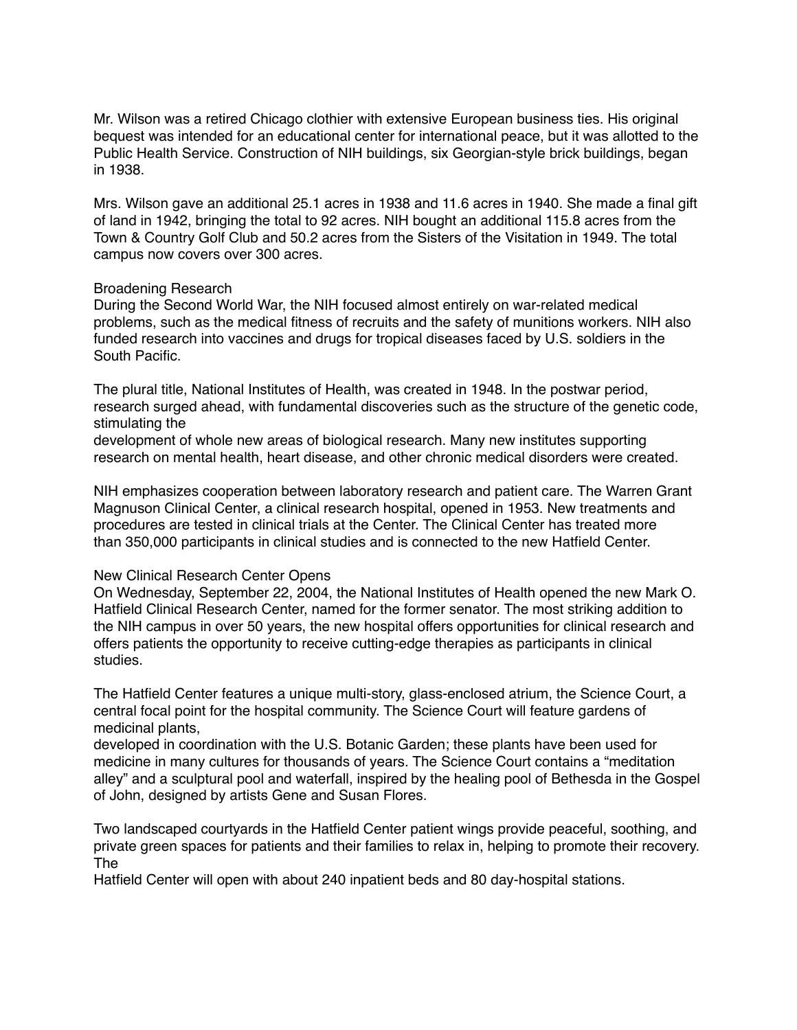Mr. Wilson was a retired Chicago clothier with extensive European business ties. His original bequest was intended for an educational center for international peace, but it was allotted to the Public Health Service. Construction of NIH buildings, six Georgian-style brick buildings, began in 1938.

Mrs. Wilson gave an additional 25.1 acres in 1938 and 11.6 acres in 1940. She made a final gift of land in 1942, bringing the total to 92 acres. NIH bought an additional 115.8 acres from the Town & Country Golf Club and 50.2 acres from the Sisters of the Visitation in 1949. The total campus now covers over 300 acres.

## Broadening Research

During the Second World War, the NIH focused almost entirely on war-related medical problems, such as the medical fitness of recruits and the safety of munitions workers. NIH also funded research into vaccines and drugs for tropical diseases faced by U.S. soldiers in the South Pacific.

The plural title, National Institutes of Health, was created in 1948. In the postwar period, research surged ahead, with fundamental discoveries such as the structure of the genetic code, stimulating the development of whole new areas of biological research. Many new institutes supporting research on mental health, heart disease, and other chronic medical disorders were created.

NIH emphasizes cooperation between laboratory research and patient care. The Warren Grant Magnuson Clinical Center, a clinical research hospital, opened in 1953. New treatments and procedures are tested in clinical trials at the Center. The Clinical Center has treated more than 350,000 participants in clinical studies and is connected to the new Hatfield Center.

## New Clinical Research Center Opens

On Wednesday, September 22, 2004, the National Institutes of Health opened the new Mark O. Hatfield Clinical Research Center, named for the former senator. The most striking addition to the NIH campus in over 50 years, the new hospital offers opportunities for clinical research and offers patients the opportunity to receive cutting-edge therapies as participants in clinical studies.

The Hatfield Center features a unique multi-story, glass-enclosed atrium, the Science Court, a central focal point for the hospital community. The Science Court will feature gardens of medicinal plants, developed in coordination with the U.S. Botanic Garden; these plants have been used for medicine in many cultures for thousands of years. The Science Court contains a "meditation alley" and a sculptural pool and waterfall, inspired by the healing pool of Bethesda in the Gospel of John, designed by artists Gene and Susan Flores.

Two landscaped courtyards in the Hatfield Center patient wings provide peaceful, soothing, and private green spaces for patients and their families to relax in, helping to promote their recovery. The Hatfield Center will open with about 240 inpatient beds and 80 day-hospital stations.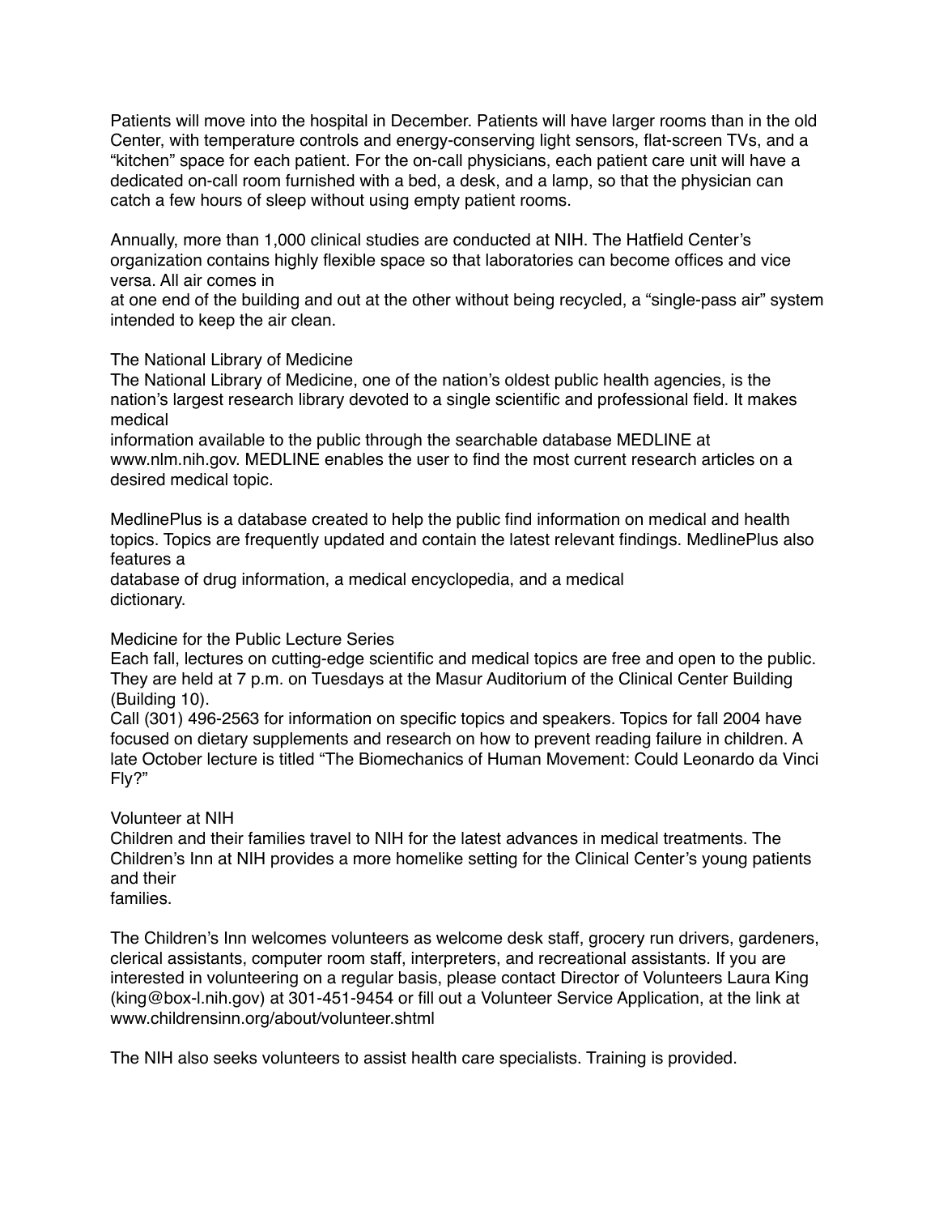Patients will move into the hospital in December. Patients will have larger rooms than in the old Center, with temperature controls and energy-conserving light sensors, flat-screen TVs, and a "kitchen" space for each patient. For the on-call physicians, each patient care unit will have a dedicated on-call room furnished with a bed, a desk, and a lamp, so that the physician can catch a few hours of sleep without using empty patient rooms.

Annually, more than 1,000 clinical studies are conducted at NIH. The Hatfield Center's organization contains highly flexible space so that laboratories can become offices and vice versa. All air comes in at one end of the building and out at the other without being recycled, a "single-pass air" system intended to keep the air clean.

## The National Library of Medicine

The National Library of Medicine, one of the nation's oldest public health agencies, is the nation's largest research library devoted to a single scientific and professional field. It makes medical information available to the public through the searchable database MEDLINE at www.nlm.nih.gov. MEDLINE enables the user to find the most current research articles on a desired medical topic.

MedlinePlus is a database created to help the public find information on medical and health topics. Topics are frequently updated and contain the latest relevant findings. MedlinePlus also features a database of drug information, a medical encyclopedia, and a medical dictionary.

## Medicine for the Public Lecture Series

Each fall, lectures on cutting-edge scientific and medical topics are free and open to the public. They are held at 7 p.m. on Tuesdays at the Masur Auditorium of the Clinical Center Building (Building 10).

Call (301) 496-2563 for information on specific topics and speakers. Topics for fall 2004 have focused on dietary supplements and research on how to prevent reading failure in children. A late October lecture is titled "The Biomechanics of Human Movement: Could Leonardo da Vinci Fly?"

## Volunteer at NIH

Children and their families travel to NIH for the latest advances in medical treatments. The Children's Inn at NIH provides a more homelike setting for the Clinical Center's young patients and their families.

The Children's Inn welcomes volunteers as welcome desk staff, grocery run drivers, gardeners, clerical assistants, computer room staff, interpreters, and recreational assistants. If you are interested in volunteering on a regular basis, please contact Director of Volunteers Laura King (king@box-l.nih.gov) at 301-451-9454 or fill out a Volunteer Service Application, at the link at www.childrensinn.org/about/volunteer.shtml

The NIH also seeks volunteers to assist health care specialists. Training is provided.